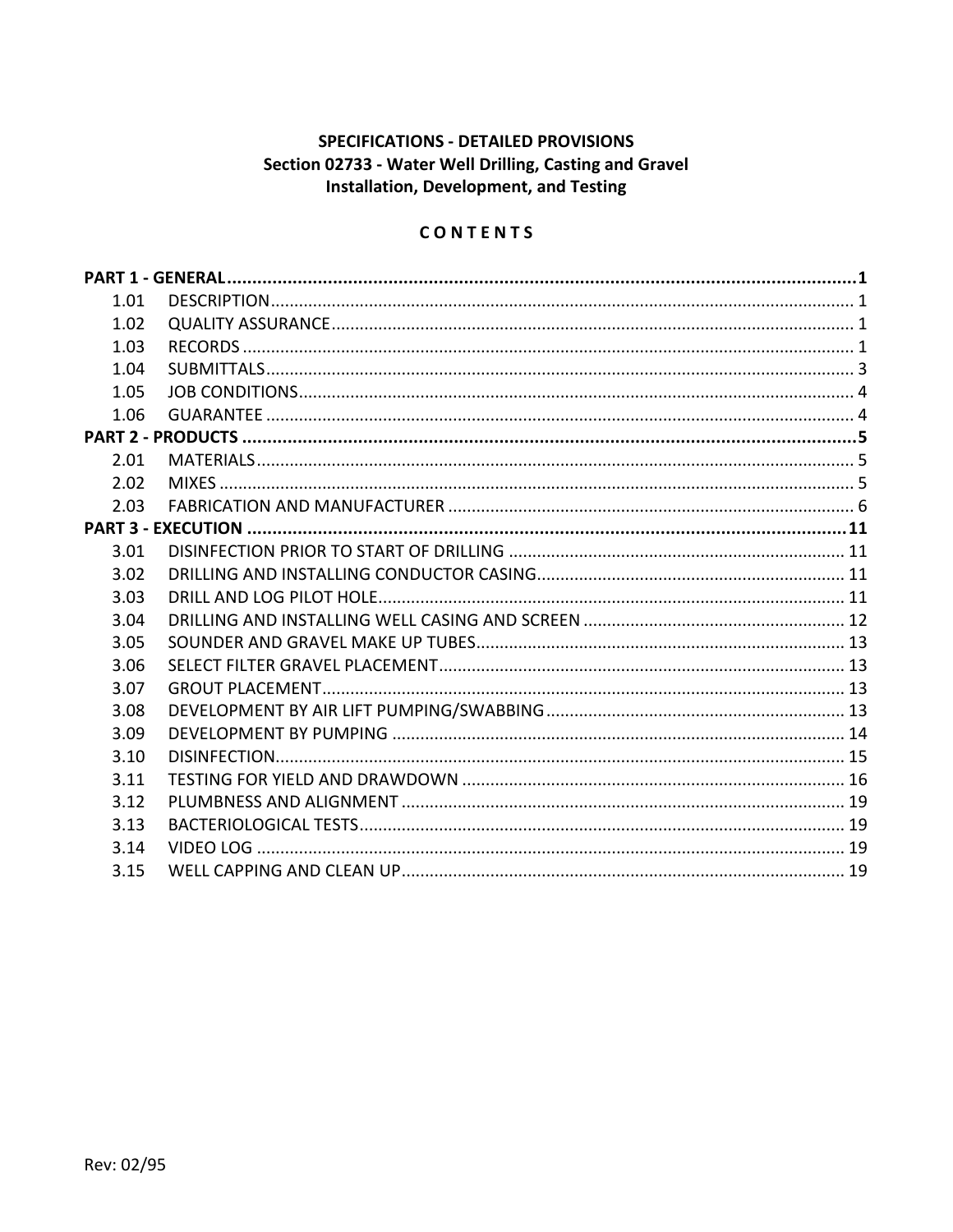# SPECIFICATIONS - DETAILED PROVISIONS
## Section 02733 - Water Well Drilling, Casting and Gravel Installation, Development, and Testing

### C O N T E N T S

| | | |
|---|---|---|
| **PART 1 - GENERAL** | | **1** |
| 1.01 | DESCRIPTION | 1 |
| 1.02 | QUALITY ASSURANCE | 1 |
| 1.03 | RECORDS | 1 |
| 1.04 | SUBMITTALS | 3 |
| 1.05 | JOB CONDITIONS | 4 |
| 1.06 | GUARANTEE | 4 |
| **PART 2 - PRODUCTS** | | **5** |
| 2.01 | MATERIALS | 5 |
| 2.02 | MIXES | 5 |
| 2.03 | FABRICATION AND MANUFACTURER | 6 |
| **PART 3 - EXECUTION** | | **11** |
| 3.01 | DISINFECTION PRIOR TO START OF DRILLING | 11 |
| 3.02 | DRILLING AND INSTALLING CONDUCTOR CASING | 11 |
| 3.03 | DRILL AND LOG PILOT HOLE | 11 |
| 3.04 | DRILLING AND INSTALLING WELL CASING AND SCREEN | 12 |
| 3.05 | SOUNDER AND GRAVEL MAKE UP TUBES | 13 |
| 3.06 | SELECT FILTER GRAVEL PLACEMENT | 13 |
| 3.07 | GROUT PLACEMENT | 13 |
| 3.08 | DEVELOPMENT BY AIR LIFT PUMPING/SWABBING | 13 |
| 3.09 | DEVELOPMENT BY PUMPING | 14 |
| 3.10 | DISINFECTION | 15 |
| 3.11 | TESTING FOR YIELD AND DRAWDOWN | 16 |
| 3.12 | PLUMBNESS AND ALIGNMENT | 19 |
| 3.13 | BACTERIOLOGICAL TESTS | 19 |
| 3.14 | VIDEO LOG | 19 |
| 3.15 | WELL CAPPING AND CLEAN UP | 19 |

Rev: 02/95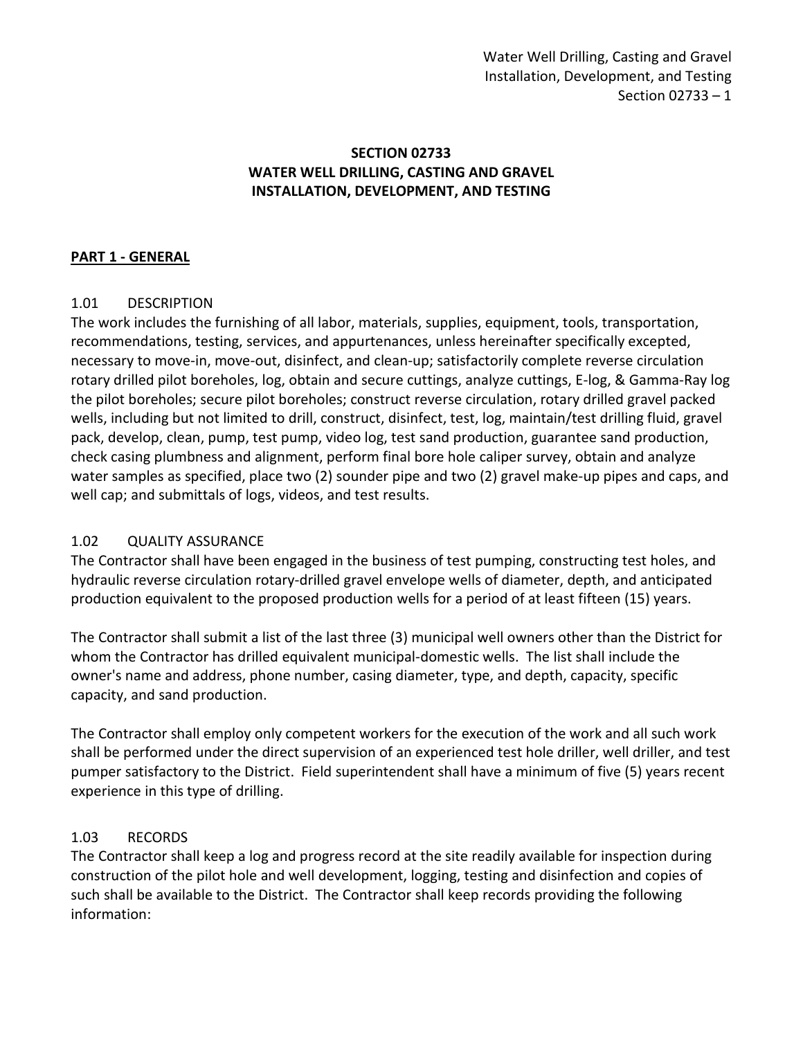# SECTION 02733
# WATER WELL DRILLING, CASTING AND GRAVEL INSTALLATION, DEVELOPMENT, AND TESTING

## PART 1 - GENERAL

### 1.01 DESCRIPTION

The work includes the furnishing of all labor, materials, supplies, equipment, tools, transportation, recommendations, testing, services, and appurtenances, unless hereinafter specifically excepted, necessary to move-in, move-out, disinfect, and clean-up; satisfactorily complete reverse circulation rotary drilled pilot boreholes, log, obtain and secure cuttings, analyze cuttings, E-log, & Gamma-Ray log the pilot boreholes; secure pilot boreholes; construct reverse circulation, rotary drilled gravel packed wells, including but not limited to drill, construct, disinfect, test, log, maintain/test drilling fluid, gravel pack, develop, clean, pump, test pump, video log, test sand production, guarantee sand production, check casing plumbness and alignment, perform final bore hole caliper survey, obtain and analyze water samples as specified, place two (2) sounder pipe and two (2) gravel make-up pipes and caps, and well cap; and submittals of logs, videos, and test results.

### 1.02 QUALITY ASSURANCE

The Contractor shall have been engaged in the business of test pumping, constructing test holes, and hydraulic reverse circulation rotary-drilled gravel envelope wells of diameter, depth, and anticipated production equivalent to the proposed production wells for a period of at least fifteen (15) years.

The Contractor shall submit a list of the last three (3) municipal well owners other than the District for whom the Contractor has drilled equivalent municipal-domestic wells. The list shall include the owner's name and address, phone number, casing diameter, type, and depth, capacity, specific capacity, and sand production.

The Contractor shall employ only competent workers for the execution of the work and all such work shall be performed under the direct supervision of an experienced test hole driller, well driller, and test pumper satisfactory to the District. Field superintendent shall have a minimum of five (5) years recent experience in this type of drilling.

### 1.03 RECORDS

The Contractor shall keep a log and progress record at the site readily available for inspection during construction of the pilot hole and well development, logging, testing and disinfection and copies of such shall be available to the District. The Contractor shall keep records providing the following information: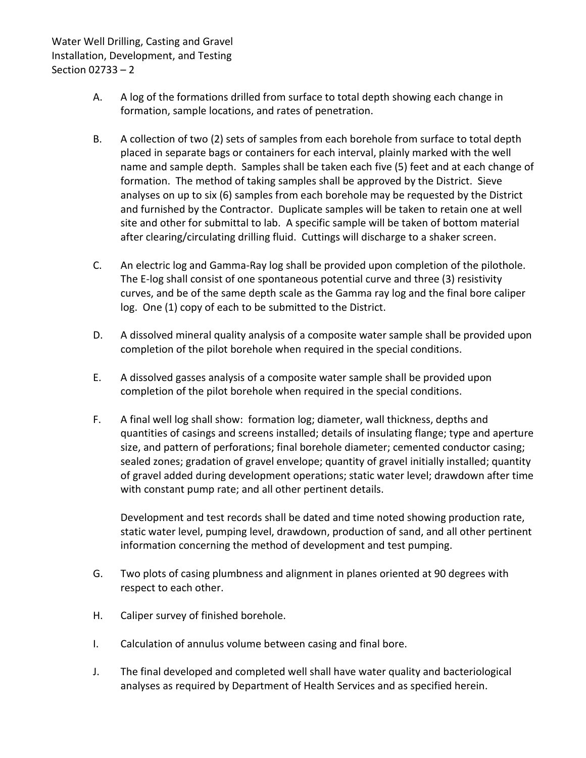A. A log of the formations drilled from surface to total depth showing each change in formation, sample locations, and rates of penetration.

B. A collection of two (2) sets of samples from each borehole from surface to total depth placed in separate bags or containers for each interval, plainly marked with the well name and sample depth. Samples shall be taken each five (5) feet and at each change of formation. The method of taking samples shall be approved by the District. Sieve analyses on up to six (6) samples from each borehole may be requested by the District and furnished by the Contractor. Duplicate samples will be taken to retain one at well site and other for submittal to lab. A specific sample will be taken of bottom material after clearing/circulating drilling fluid. Cuttings will discharge to a shaker screen.

C. An electric log and Gamma-Ray log shall be provided upon completion of the pilothole. The E-log shall consist of one spontaneous potential curve and three (3) resistivity curves, and be of the same depth scale as the Gamma ray log and the final bore caliper log. One (1) copy of each to be submitted to the District.

D. A dissolved mineral quality analysis of a composite water sample shall be provided upon completion of the pilot borehole when required in the special conditions.

E. A dissolved gasses analysis of a composite water sample shall be provided upon completion of the pilot borehole when required in the special conditions.

F. A final well log shall show: formation log; diameter, wall thickness, depths and quantities of casings and screens installed; details of insulating flange; type and aperture size, and pattern of perforations; final borehole diameter; cemented conductor casing; sealed zones; gradation of gravel envelope; quantity of gravel initially installed; quantity of gravel added during development operations; static water level; drawdown after time with constant pump rate; and all other pertinent details.

   Development and test records shall be dated and time noted showing production rate, static water level, pumping level, drawdown, production of sand, and all other pertinent information concerning the method of development and test pumping.

G. Two plots of casing plumbness and alignment in planes oriented at 90 degrees with respect to each other.

H. Caliper survey of finished borehole.

I. Calculation of annulus volume between casing and final bore.

J. The final developed and completed well shall have water quality and bacteriological analyses as required by Department of Health Services and as specified herein.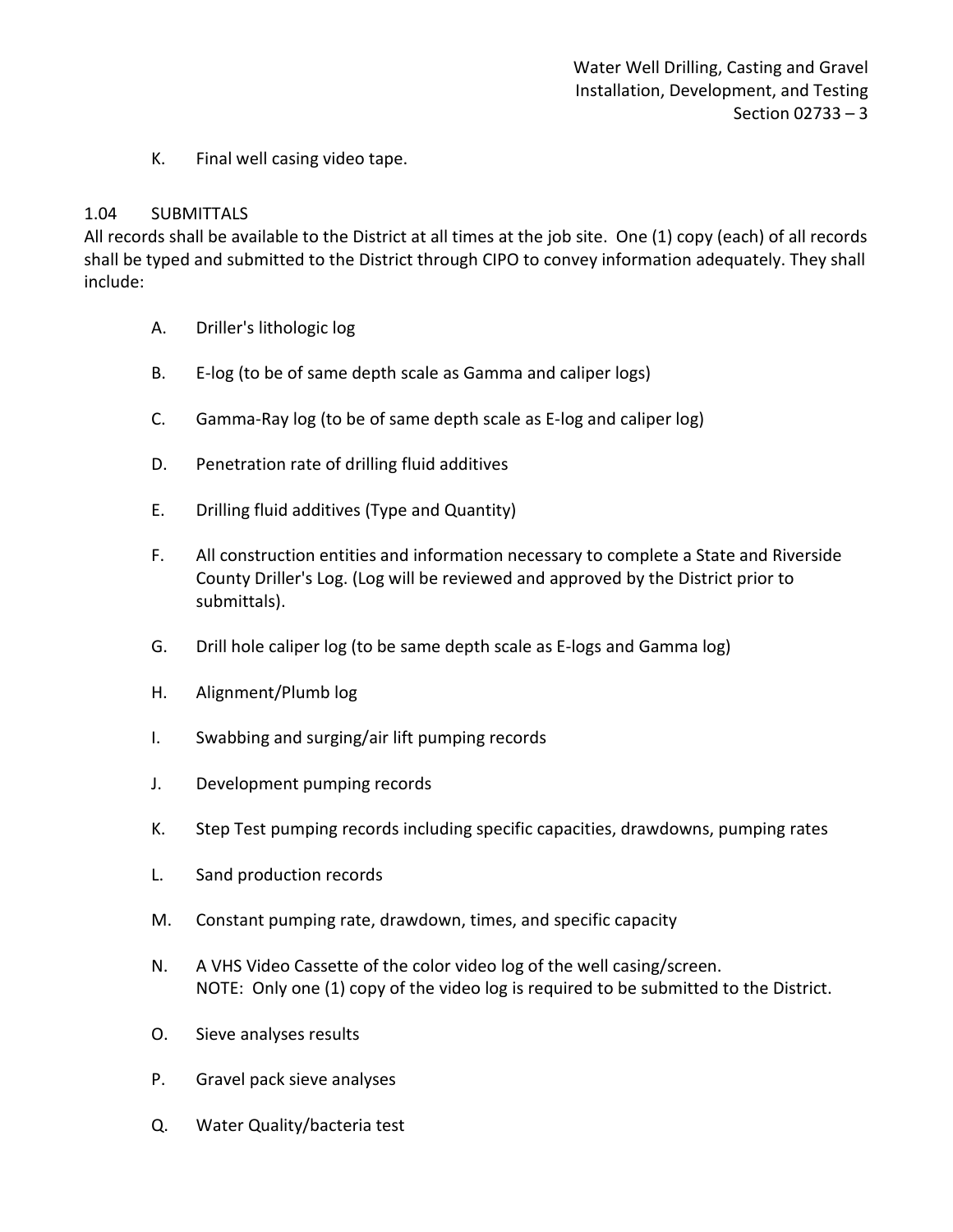K. Final well casing video tape.

1.04 SUBMITTALS

All records shall be available to the District at all times at the job site. One (1) copy (each) of all records shall be typed and submitted to the District through CIPO to convey information adequately. They shall include:

A. Driller's lithologic log

B. E-log (to be of same depth scale as Gamma and caliper logs)

C. Gamma-Ray log (to be of same depth scale as E-log and caliper log)

D. Penetration rate of drilling fluid additives

E. Drilling fluid additives (Type and Quantity)

F. All construction entities and information necessary to complete a State and Riverside County Driller's Log. (Log will be reviewed and approved by the District prior to submittals).

G. Drill hole caliper log (to be same depth scale as E-logs and Gamma log)

H. Alignment/Plumb log

I. Swabbing and surging/air lift pumping records

J. Development pumping records

K. Step Test pumping records including specific capacities, drawdowns, pumping rates

L. Sand production records

M. Constant pumping rate, drawdown, times, and specific capacity

N. A VHS Video Cassette of the color video log of the well casing/screen.
NOTE: Only one (1) copy of the video log is required to be submitted to the District.

O. Sieve analyses results

P. Gravel pack sieve analyses

Q. Water Quality/bacteria test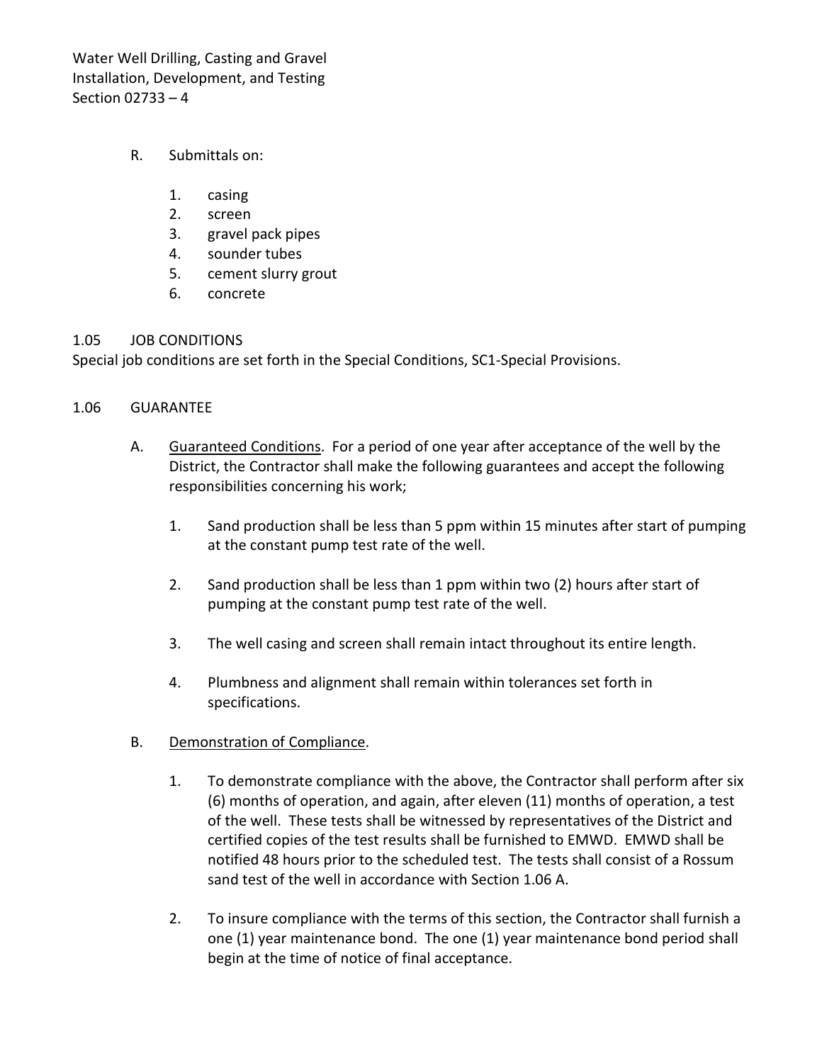R. Submittals on:

1. casing
2. screen
3. gravel pack pipes
4. sounder tubes
5. cement slurry grout
6. concrete

## 1.05 JOB CONDITIONS

Special job conditions are set forth in the Special Conditions, SC1-Special Provisions.

## 1.06 GUARANTEE

A. Guaranteed Conditions. For a period of one year after acceptance of the well by the District, the Contractor shall make the following guarantees and accept the following responsibilities concerning his work;

1. Sand production shall be less than 5 ppm within 15 minutes after start of pumping at the constant pump test rate of the well.

2. Sand production shall be less than 1 ppm within two (2) hours after start of pumping at the constant pump test rate of the well.

3. The well casing and screen shall remain intact throughout its entire length.

4. Plumbness and alignment shall remain within tolerances set forth in specifications.

B. Demonstration of Compliance.

1. To demonstrate compliance with the above, the Contractor shall perform after six (6) months of operation, and again, after eleven (11) months of operation, a test of the well. These tests shall be witnessed by representatives of the District and certified copies of the test results shall be furnished to EMWD. EMWD shall be notified 48 hours prior to the scheduled test. The tests shall consist of a Rossum sand test of the well in accordance with Section 1.06 A.

2. To insure compliance with the terms of this section, the Contractor shall furnish a one (1) year maintenance bond. The one (1) year maintenance bond period shall begin at the time of notice of final acceptance.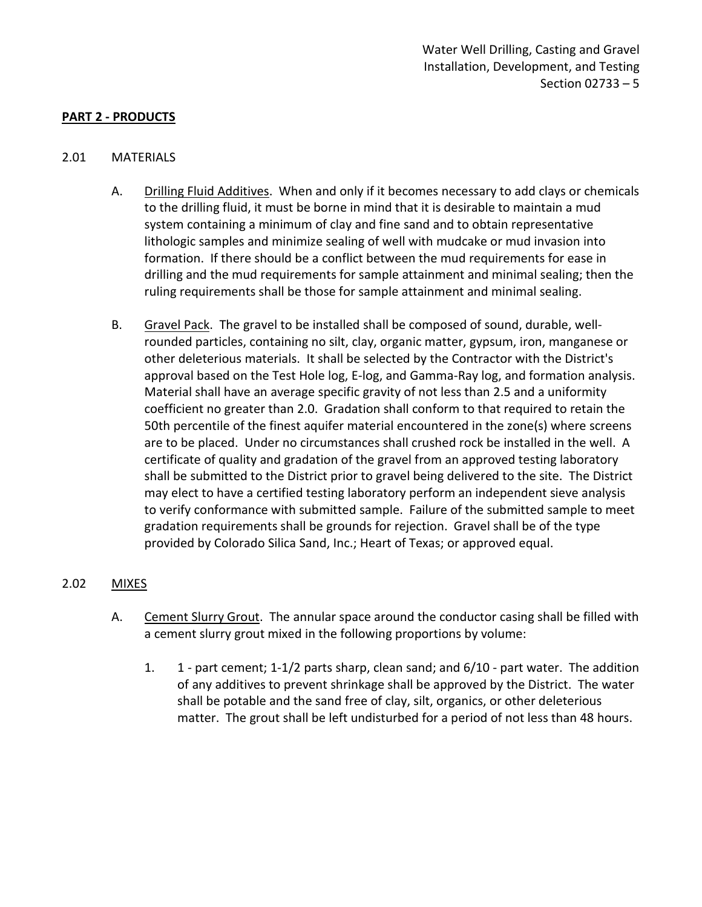**PART 2 - PRODUCTS**

2.01 MATERIALS

A. Drilling Fluid Additives. When and only if it becomes necessary to add clays or chemicals to the drilling fluid, it must be borne in mind that it is desirable to maintain a mud system containing a minimum of clay and fine sand and to obtain representative lithologic samples and minimize sealing of well with mudcake or mud invasion into formation. If there should be a conflict between the mud requirements for ease in drilling and the mud requirements for sample attainment and minimal sealing; then the ruling requirements shall be those for sample attainment and minimal sealing.

B. Gravel Pack. The gravel to be installed shall be composed of sound, durable, well-rounded particles, containing no silt, clay, organic matter, gypsum, iron, manganese or other deleterious materials. It shall be selected by the Contractor with the District's approval based on the Test Hole log, E-log, and Gamma-Ray log, and formation analysis. Material shall have an average specific gravity of not less than 2.5 and a uniformity coefficient no greater than 2.0. Gradation shall conform to that required to retain the 50th percentile of the finest aquifer material encountered in the zone(s) where screens are to be placed. Under no circumstances shall crushed rock be installed in the well. A certificate of quality and gradation of the gravel from an approved testing laboratory shall be submitted to the District prior to gravel being delivered to the site. The District may elect to have a certified testing laboratory perform an independent sieve analysis to verify conformance with submitted sample. Failure of the submitted sample to meet gradation requirements shall be grounds for rejection. Gravel shall be of the type provided by Colorado Silica Sand, Inc.; Heart of Texas; or approved equal.

2.02 MIXES

A. Cement Slurry Grout. The annular space around the conductor casing shall be filled with a cement slurry grout mixed in the following proportions by volume:

1. 1 - part cement; 1-1/2 parts sharp, clean sand; and 6/10 - part water. The addition of any additives to prevent shrinkage shall be approved by the District. The water shall be potable and the sand free of clay, silt, organics, or other deleterious matter. The grout shall be left undisturbed for a period of not less than 48 hours.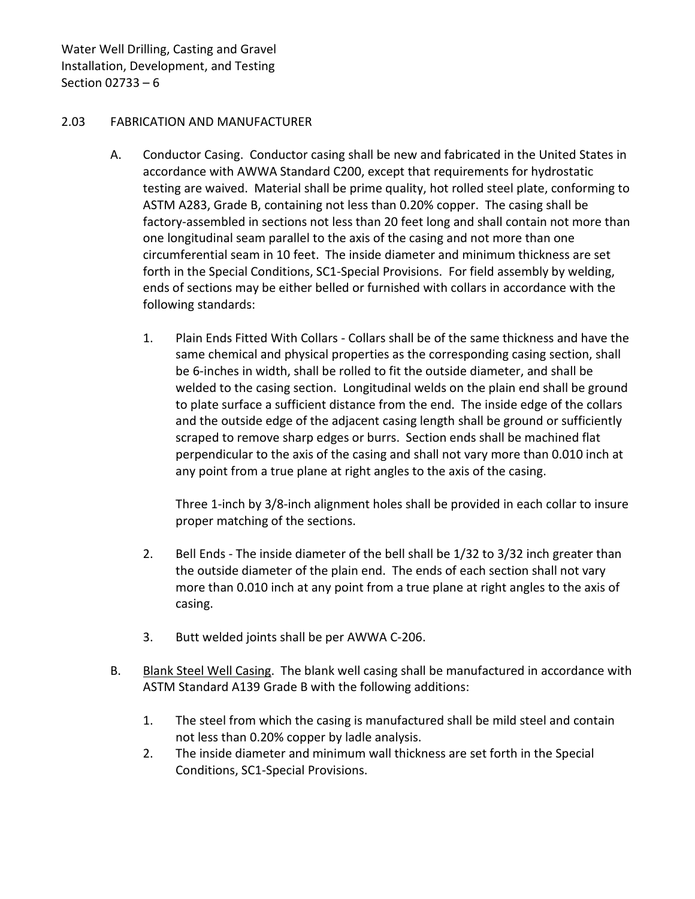## 2.03 FABRICATION AND MANUFACTURER

A. Conductor Casing. Conductor casing shall be new and fabricated in the United States in accordance with AWWA Standard C200, except that requirements for hydrostatic testing are waived. Material shall be prime quality, hot rolled steel plate, conforming to ASTM A283, Grade B, containing not less than 0.20% copper. The casing shall be factory-assembled in sections not less than 20 feet long and shall contain not more than one longitudinal seam parallel to the axis of the casing and not more than one circumferential seam in 10 feet. The inside diameter and minimum thickness are set forth in the Special Conditions, SC1-Special Provisions. For field assembly by welding, ends of sections may be either belled or furnished with collars in accordance with the following standards:

1. Plain Ends Fitted With Collars - Collars shall be of the same thickness and have the same chemical and physical properties as the corresponding casing section, shall be 6-inches in width, shall be rolled to fit the outside diameter, and shall be welded to the casing section. Longitudinal welds on the plain end shall be ground to plate surface a sufficient distance from the end. The inside edge of the collars and the outside edge of the adjacent casing length shall be ground or sufficiently scraped to remove sharp edges or burrs. Section ends shall be machined flat perpendicular to the axis of the casing and shall not vary more than 0.010 inch at any point from a true plane at right angles to the axis of the casing.

   Three 1-inch by 3/8-inch alignment holes shall be provided in each collar to insure proper matching of the sections.

2. Bell Ends - The inside diameter of the bell shall be 1/32 to 3/32 inch greater than the outside diameter of the plain end. The ends of each section shall not vary more than 0.010 inch at any point from a true plane at right angles to the axis of casing.

3. Butt welded joints shall be per AWWA C-206.

B. <u>Blank Steel Well Casing</u>. The blank well casing shall be manufactured in accordance with ASTM Standard A139 Grade B with the following additions:

1. The steel from which the casing is manufactured shall be mild steel and contain not less than 0.20% copper by ladle analysis.
2. The inside diameter and minimum wall thickness are set forth in the Special Conditions, SC1-Special Provisions.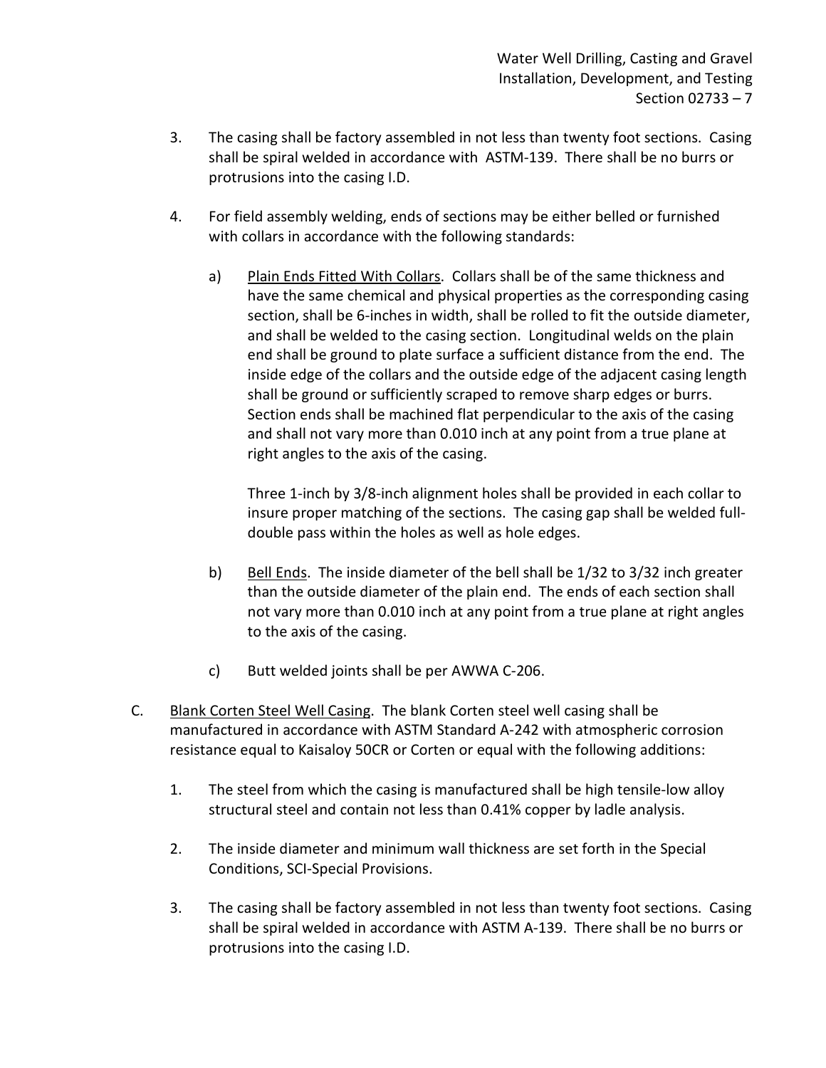3. The casing shall be factory assembled in not less than twenty foot sections. Casing shall be spiral welded in accordance with ASTM-139. There shall be no burrs or protrusions into the casing I.D.

4. For field assembly welding, ends of sections may be either belled or furnished with collars in accordance with the following standards:

   a) <u>Plain Ends Fitted With Collars</u>. Collars shall be of the same thickness and have the same chemical and physical properties as the corresponding casing section, shall be 6-inches in width, shall be rolled to fit the outside diameter, and shall be welded to the casing section. Longitudinal welds on the plain end shall be ground to plate surface a sufficient distance from the end. The inside edge of the collars and the outside edge of the adjacent casing length shall be ground or sufficiently scraped to remove sharp edges or burrs. Section ends shall be machined flat perpendicular to the axis of the casing and shall not vary more than 0.010 inch at any point from a true plane at right angles to the axis of the casing.

      Three 1-inch by 3/8-inch alignment holes shall be provided in each collar to insure proper matching of the sections. The casing gap shall be welded full-double pass within the holes as well as hole edges.

   b) <u>Bell Ends</u>. The inside diameter of the bell shall be 1/32 to 3/32 inch greater than the outside diameter of the plain end. The ends of each section shall not vary more than 0.010 inch at any point from a true plane at right angles to the axis of the casing.

   c) Butt welded joints shall be per AWWA C-206.

C. <u>Blank Corten Steel Well Casing</u>. The blank Corten steel well casing shall be manufactured in accordance with ASTM Standard A-242 with atmospheric corrosion resistance equal to Kaisaloy 50CR or Corten or equal with the following additions:

   1. The steel from which the casing is manufactured shall be high tensile-low alloy structural steel and contain not less than 0.41% copper by ladle analysis.

   2. The inside diameter and minimum wall thickness are set forth in the Special Conditions, SCI-Special Provisions.

   3. The casing shall be factory assembled in not less than twenty foot sections. Casing shall be spiral welded in accordance with ASTM A-139. There shall be no burrs or protrusions into the casing I.D.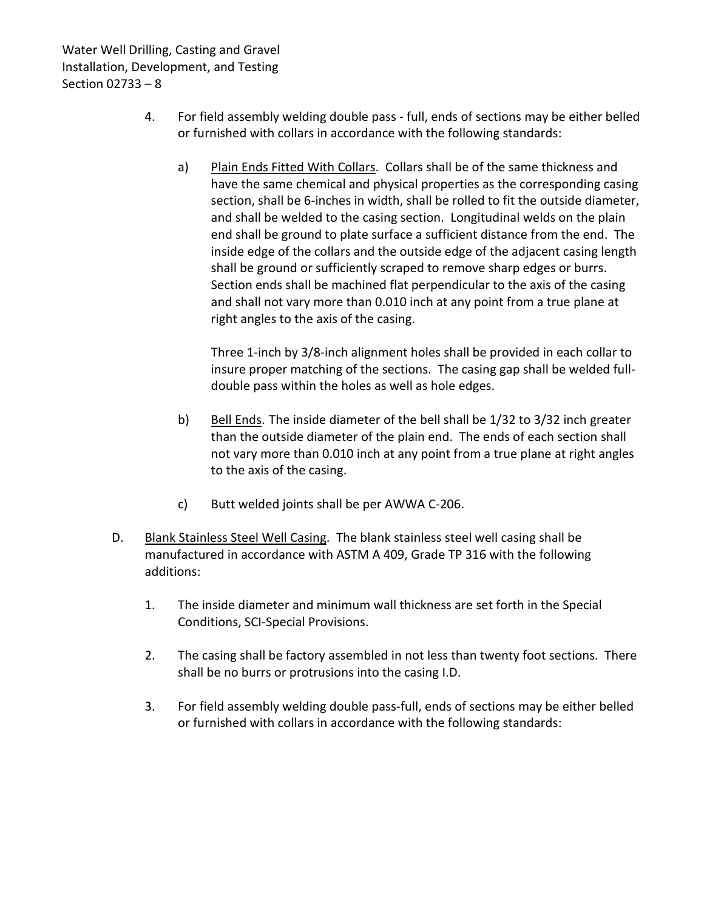4. For field assembly welding double pass - full, ends of sections may be either belled or furnished with collars in accordance with the following standards:

   a) Plain Ends Fitted With Collars. Collars shall be of the same thickness and have the same chemical and physical properties as the corresponding casing section, shall be 6-inches in width, shall be rolled to fit the outside diameter, and shall be welded to the casing section. Longitudinal welds on the plain end shall be ground to plate surface a sufficient distance from the end. The inside edge of the collars and the outside edge of the adjacent casing length shall be ground or sufficiently scraped to remove sharp edges or burrs. Section ends shall be machined flat perpendicular to the axis of the casing and shall not vary more than 0.010 inch at any point from a true plane at right angles to the axis of the casing.

      Three 1-inch by 3/8-inch alignment holes shall be provided in each collar to insure proper matching of the sections. The casing gap shall be welded full-double pass within the holes as well as hole edges.

   b) Bell Ends. The inside diameter of the bell shall be 1/32 to 3/32 inch greater than the outside diameter of the plain end. The ends of each section shall not vary more than 0.010 inch at any point from a true plane at right angles to the axis of the casing.

   c) Butt welded joints shall be per AWWA C-206.

D. Blank Stainless Steel Well Casing. The blank stainless steel well casing shall be manufactured in accordance with ASTM A 409, Grade TP 316 with the following additions:

   1. The inside diameter and minimum wall thickness are set forth in the Special Conditions, SCI-Special Provisions.

   2. The casing shall be factory assembled in not less than twenty foot sections. There shall be no burrs or protrusions into the casing I.D.

   3. For field assembly welding double pass-full, ends of sections may be either belled or furnished with collars in accordance with the following standards: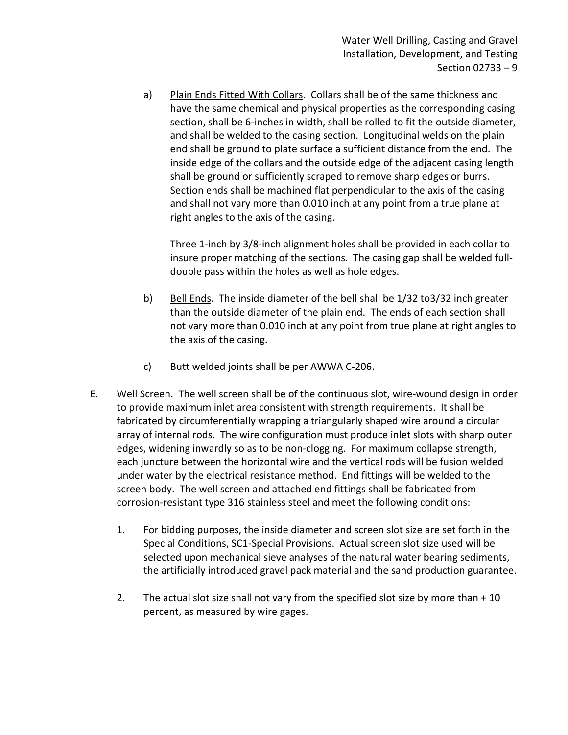a) <u>Plain Ends Fitted With Collars</u>. Collars shall be of the same thickness and have the same chemical and physical properties as the corresponding casing section, shall be 6-inches in width, shall be rolled to fit the outside diameter, and shall be welded to the casing section. Longitudinal welds on the plain end shall be ground to plate surface a sufficient distance from the end. The inside edge of the collars and the outside edge of the adjacent casing length shall be ground or sufficiently scraped to remove sharp edges or burrs. Section ends shall be machined flat perpendicular to the axis of the casing and shall not vary more than 0.010 inch at any point from a true plane at right angles to the axis of the casing.

   Three 1-inch by 3/8-inch alignment holes shall be provided in each collar to insure proper matching of the sections. The casing gap shall be welded full-double pass within the holes as well as hole edges.

b) <u>Bell Ends</u>. The inside diameter of the bell shall be 1/32 to3/32 inch greater than the outside diameter of the plain end. The ends of each section shall not vary more than 0.010 inch at any point from true plane at right angles to the axis of the casing.

c) Butt welded joints shall be per AWWA C-206.

E. <u>Well Screen</u>. The well screen shall be of the continuous slot, wire-wound design in order to provide maximum inlet area consistent with strength requirements. It shall be fabricated by circumferentially wrapping a triangularly shaped wire around a circular array of internal rods. The wire configuration must produce inlet slots with sharp outer edges, widening inwardly so as to be non-clogging. For maximum collapse strength, each juncture between the horizontal wire and the vertical rods will be fusion welded under water by the electrical resistance method. End fittings will be welded to the screen body. The well screen and attached end fittings shall be fabricated from corrosion-resistant type 316 stainless steel and meet the following conditions:

   1. For bidding purposes, the inside diameter and screen slot size are set forth in the Special Conditions, SC1-Special Provisions. Actual screen slot size used will be selected upon mechanical sieve analyses of the natural water bearing sediments, the artificially introduced gravel pack material and the sand production guarantee.

   2. The actual slot size shall not vary from the specified slot size by more than ± 10 percent, as measured by wire gages.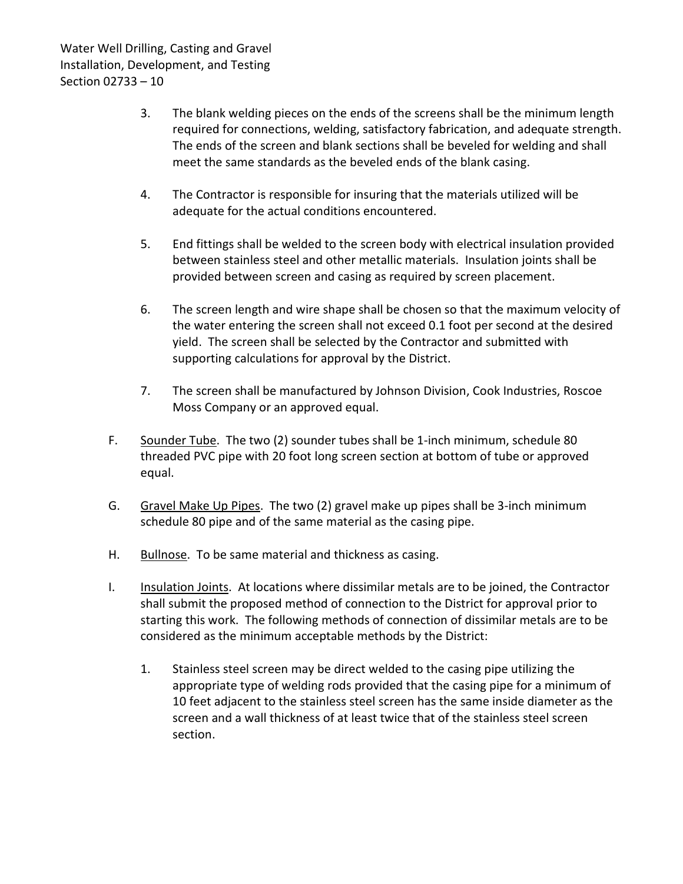3. The blank welding pieces on the ends of the screens shall be the minimum length required for connections, welding, satisfactory fabrication, and adequate strength. The ends of the screen and blank sections shall be beveled for welding and shall meet the same standards as the beveled ends of the blank casing.

4. The Contractor is responsible for insuring that the materials utilized will be adequate for the actual conditions encountered.

5. End fittings shall be welded to the screen body with electrical insulation provided between stainless steel and other metallic materials. Insulation joints shall be provided between screen and casing as required by screen placement.

6. The screen length and wire shape shall be chosen so that the maximum velocity of the water entering the screen shall not exceed 0.1 foot per second at the desired yield. The screen shall be selected by the Contractor and submitted with supporting calculations for approval by the District.

7. The screen shall be manufactured by Johnson Division, Cook Industries, Roscoe Moss Company or an approved equal.

F. Sounder Tube. The two (2) sounder tubes shall be 1-inch minimum, schedule 80 threaded PVC pipe with 20 foot long screen section at bottom of tube or approved equal.

G. Gravel Make Up Pipes. The two (2) gravel make up pipes shall be 3-inch minimum schedule 80 pipe and of the same material as the casing pipe.

H. Bullnose. To be same material and thickness as casing.

I. Insulation Joints. At locations where dissimilar metals are to be joined, the Contractor shall submit the proposed method of connection to the District for approval prior to starting this work. The following methods of connection of dissimilar metals are to be considered as the minimum acceptable methods by the District:

   1. Stainless steel screen may be direct welded to the casing pipe utilizing the appropriate type of welding rods provided that the casing pipe for a minimum of 10 feet adjacent to the stainless steel screen has the same inside diameter as the screen and a wall thickness of at least twice that of the stainless steel screen section.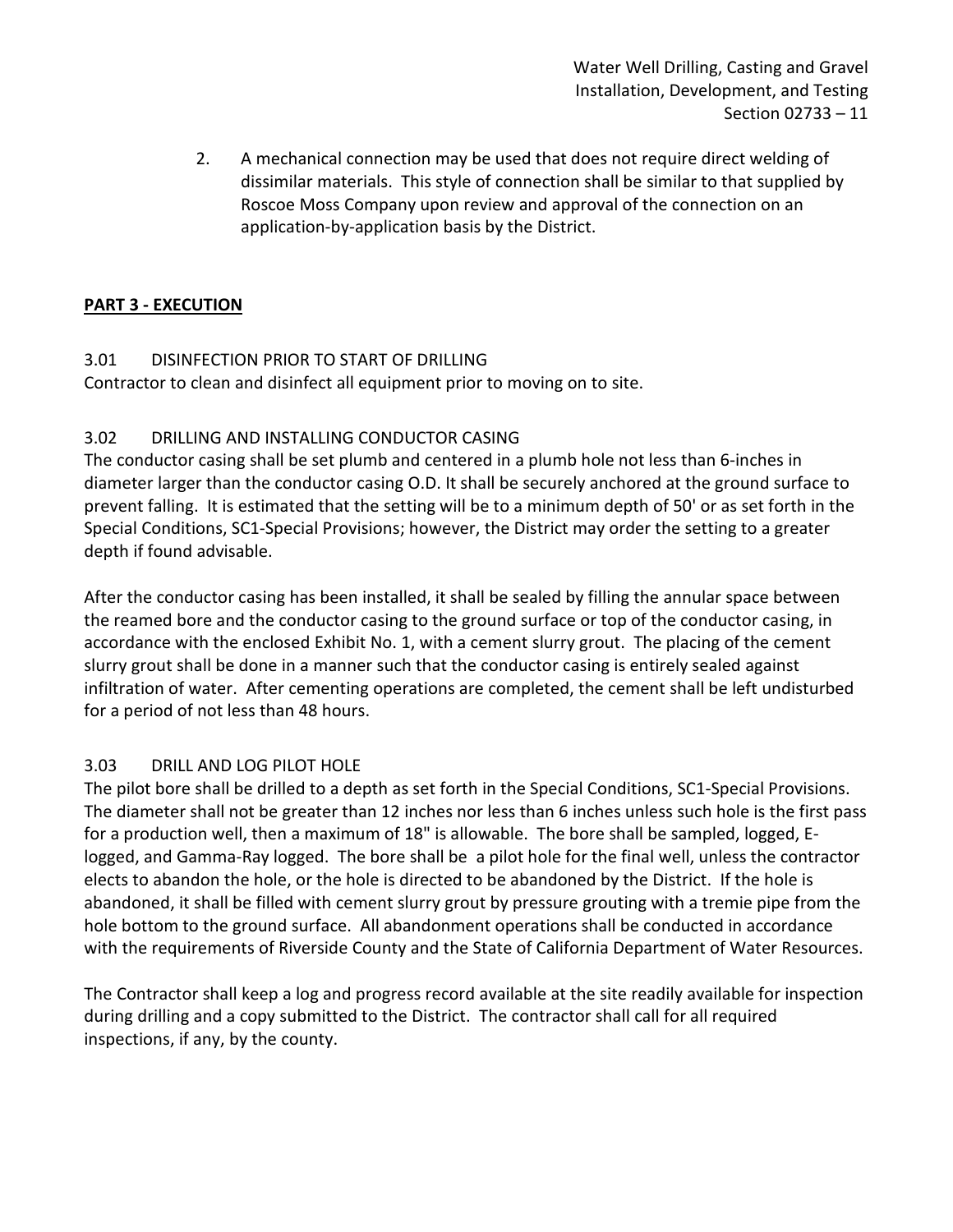2. A mechanical connection may be used that does not require direct welding of dissimilar materials. This style of connection shall be similar to that supplied by Roscoe Moss Company upon review and approval of the connection on an application-by-application basis by the District.

## **PART 3 - EXECUTION**

### 3.01 DISINFECTION PRIOR TO START OF DRILLING

Contractor to clean and disinfect all equipment prior to moving on to site.

### 3.02 DRILLING AND INSTALLING CONDUCTOR CASING

The conductor casing shall be set plumb and centered in a plumb hole not less than 6-inches in diameter larger than the conductor casing O.D. It shall be securely anchored at the ground surface to prevent falling. It is estimated that the setting will be to a minimum depth of 50' or as set forth in the Special Conditions, SC1-Special Provisions; however, the District may order the setting to a greater depth if found advisable.

After the conductor casing has been installed, it shall be sealed by filling the annular space between the reamed bore and the conductor casing to the ground surface or top of the conductor casing, in accordance with the enclosed Exhibit No. 1, with a cement slurry grout. The placing of the cement slurry grout shall be done in a manner such that the conductor casing is entirely sealed against infiltration of water. After cementing operations are completed, the cement shall be left undisturbed for a period of not less than 48 hours.

### 3.03 DRILL AND LOG PILOT HOLE

The pilot bore shall be drilled to a depth as set forth in the Special Conditions, SC1-Special Provisions. The diameter shall not be greater than 12 inches nor less than 6 inches unless such hole is the first pass for a production well, then a maximum of 18" is allowable. The bore shall be sampled, logged, E-logged, and Gamma-Ray logged. The bore shall be a pilot hole for the final well, unless the contractor elects to abandon the hole, or the hole is directed to be abandoned by the District. If the hole is abandoned, it shall be filled with cement slurry grout by pressure grouting with a tremie pipe from the hole bottom to the ground surface. All abandonment operations shall be conducted in accordance with the requirements of Riverside County and the State of California Department of Water Resources.

The Contractor shall keep a log and progress record available at the site readily available for inspection during drilling and a copy submitted to the District. The contractor shall call for all required inspections, if any, by the county.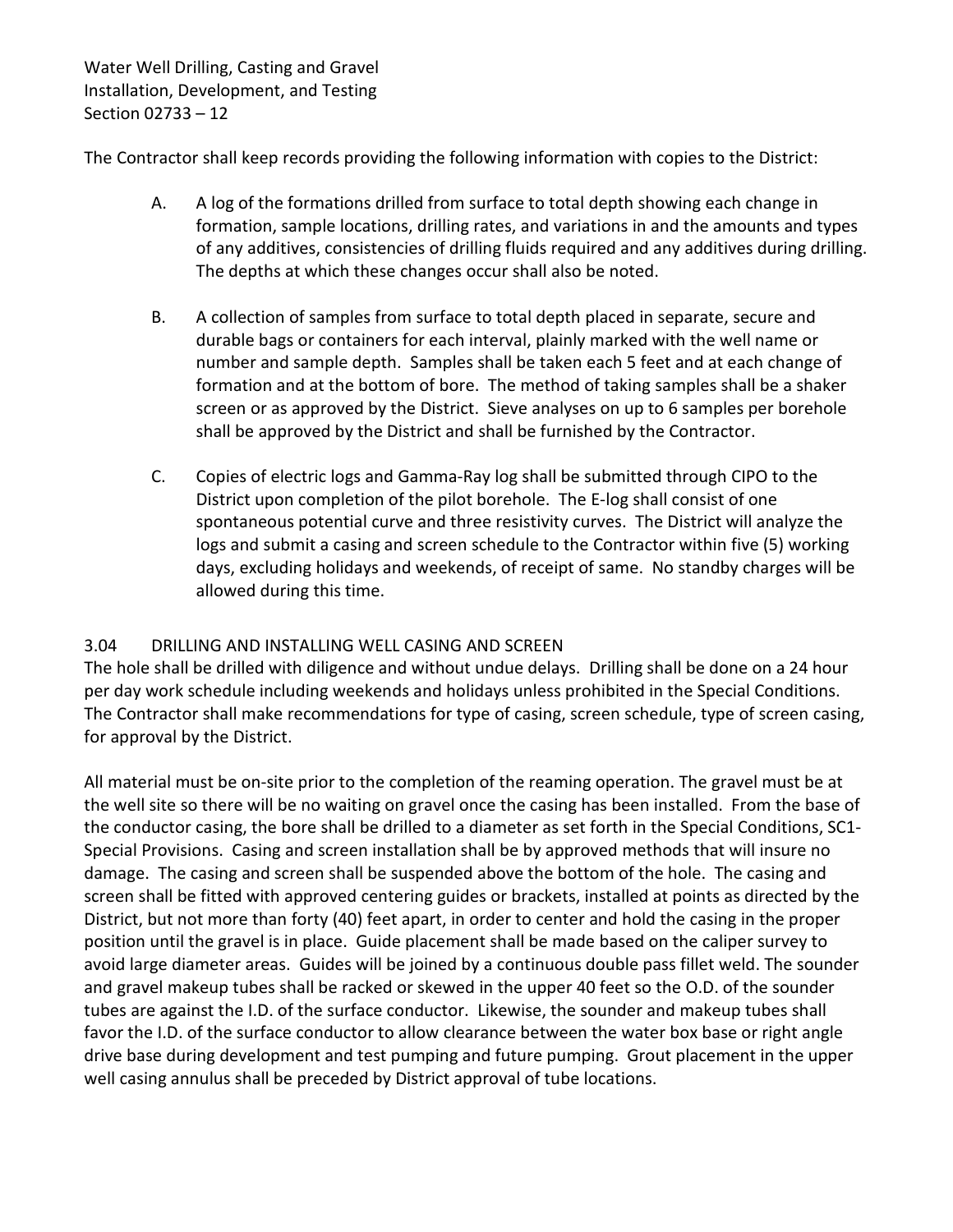The Contractor shall keep records providing the following information with copies to the District:

A. A log of the formations drilled from surface to total depth showing each change in formation, sample locations, drilling rates, and variations in and the amounts and types of any additives, consistencies of drilling fluids required and any additives during drilling. The depths at which these changes occur shall also be noted.

B. A collection of samples from surface to total depth placed in separate, secure and durable bags or containers for each interval, plainly marked with the well name or number and sample depth. Samples shall be taken each 5 feet and at each change of formation and at the bottom of bore. The method of taking samples shall be a shaker screen or as approved by the District. Sieve analyses on up to 6 samples per borehole shall be approved by the District and shall be furnished by the Contractor.

C. Copies of electric logs and Gamma-Ray log shall be submitted through CIPO to the District upon completion of the pilot borehole. The E-log shall consist of one spontaneous potential curve and three resistivity curves. The District will analyze the logs and submit a casing and screen schedule to the Contractor within five (5) working days, excluding holidays and weekends, of receipt of same. No standby charges will be allowed during this time.

## 3.04 DRILLING AND INSTALLING WELL CASING AND SCREEN

The hole shall be drilled with diligence and without undue delays. Drilling shall be done on a 24 hour per day work schedule including weekends and holidays unless prohibited in the Special Conditions. The Contractor shall make recommendations for type of casing, screen schedule, type of screen casing, for approval by the District.

All material must be on-site prior to the completion of the reaming operation. The gravel must be at the well site so there will be no waiting on gravel once the casing has been installed. From the base of the conductor casing, the bore shall be drilled to a diameter as set forth in the Special Conditions, SC1-Special Provisions. Casing and screen installation shall be by approved methods that will insure no damage. The casing and screen shall be suspended above the bottom of the hole. The casing and screen shall be fitted with approved centering guides or brackets, installed at points as directed by the District, but not more than forty (40) feet apart, in order to center and hold the casing in the proper position until the gravel is in place. Guide placement shall be made based on the caliper survey to avoid large diameter areas. Guides will be joined by a continuous double pass fillet weld. The sounder and gravel makeup tubes shall be racked or skewed in the upper 40 feet so the O.D. of the sounder tubes are against the I.D. of the surface conductor. Likewise, the sounder and makeup tubes shall favor the I.D. of the surface conductor to allow clearance between the water box base or right angle drive base during development and test pumping and future pumping. Grout placement in the upper well casing annulus shall be preceded by District approval of tube locations.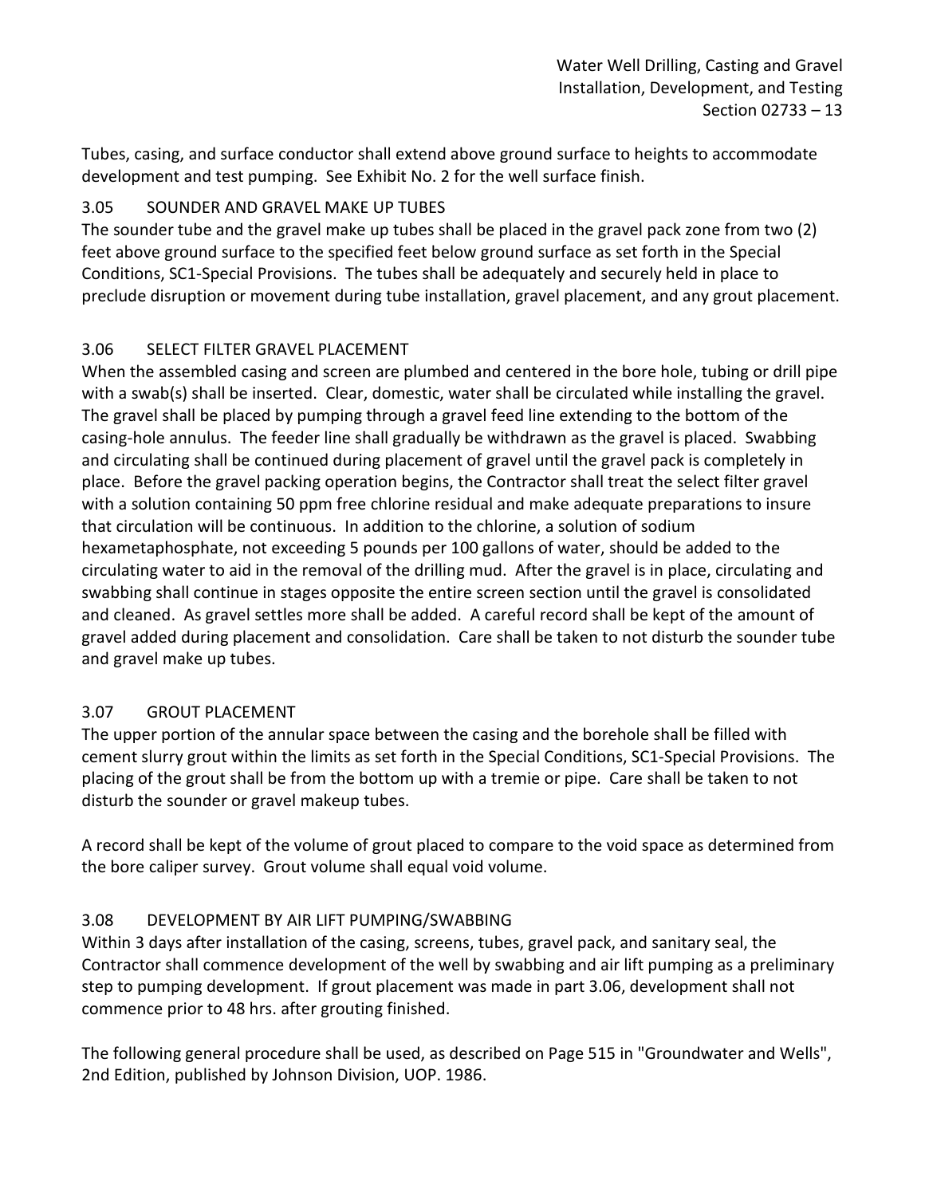Tubes, casing, and surface conductor shall extend above ground surface to heights to accommodate development and test pumping. See Exhibit No. 2 for the well surface finish.

### 3.05 SOUNDER AND GRAVEL MAKE UP TUBES

The sounder tube and the gravel make up tubes shall be placed in the gravel pack zone from two (2) feet above ground surface to the specified feet below ground surface as set forth in the Special Conditions, SC1-Special Provisions. The tubes shall be adequately and securely held in place to preclude disruption or movement during tube installation, gravel placement, and any grout placement.

### 3.06 SELECT FILTER GRAVEL PLACEMENT

When the assembled casing and screen are plumbed and centered in the bore hole, tubing or drill pipe with a swab(s) shall be inserted. Clear, domestic, water shall be circulated while installing the gravel. The gravel shall be placed by pumping through a gravel feed line extending to the bottom of the casing-hole annulus. The feeder line shall gradually be withdrawn as the gravel is placed. Swabbing and circulating shall be continued during placement of gravel until the gravel pack is completely in place. Before the gravel packing operation begins, the Contractor shall treat the select filter gravel with a solution containing 50 ppm free chlorine residual and make adequate preparations to insure that circulation will be continuous. In addition to the chlorine, a solution of sodium hexametaphosphate, not exceeding 5 pounds per 100 gallons of water, should be added to the circulating water to aid in the removal of the drilling mud. After the gravel is in place, circulating and swabbing shall continue in stages opposite the entire screen section until the gravel is consolidated and cleaned. As gravel settles more shall be added. A careful record shall be kept of the amount of gravel added during placement and consolidation. Care shall be taken to not disturb the sounder tube and gravel make up tubes.

### 3.07 GROUT PLACEMENT

The upper portion of the annular space between the casing and the borehole shall be filled with cement slurry grout within the limits as set forth in the Special Conditions, SC1-Special Provisions. The placing of the grout shall be from the bottom up with a tremie or pipe. Care shall be taken to not disturb the sounder or gravel makeup tubes.

A record shall be kept of the volume of grout placed to compare to the void space as determined from the bore caliper survey. Grout volume shall equal void volume.

### 3.08 DEVELOPMENT BY AIR LIFT PUMPING/SWABBING

Within 3 days after installation of the casing, screens, tubes, gravel pack, and sanitary seal, the Contractor shall commence development of the well by swabbing and air lift pumping as a preliminary step to pumping development. If grout placement was made in part 3.06, development shall not commence prior to 48 hrs. after grouting finished.

The following general procedure shall be used, as described on Page 515 in "Groundwater and Wells", 2nd Edition, published by Johnson Division, UOP. 1986.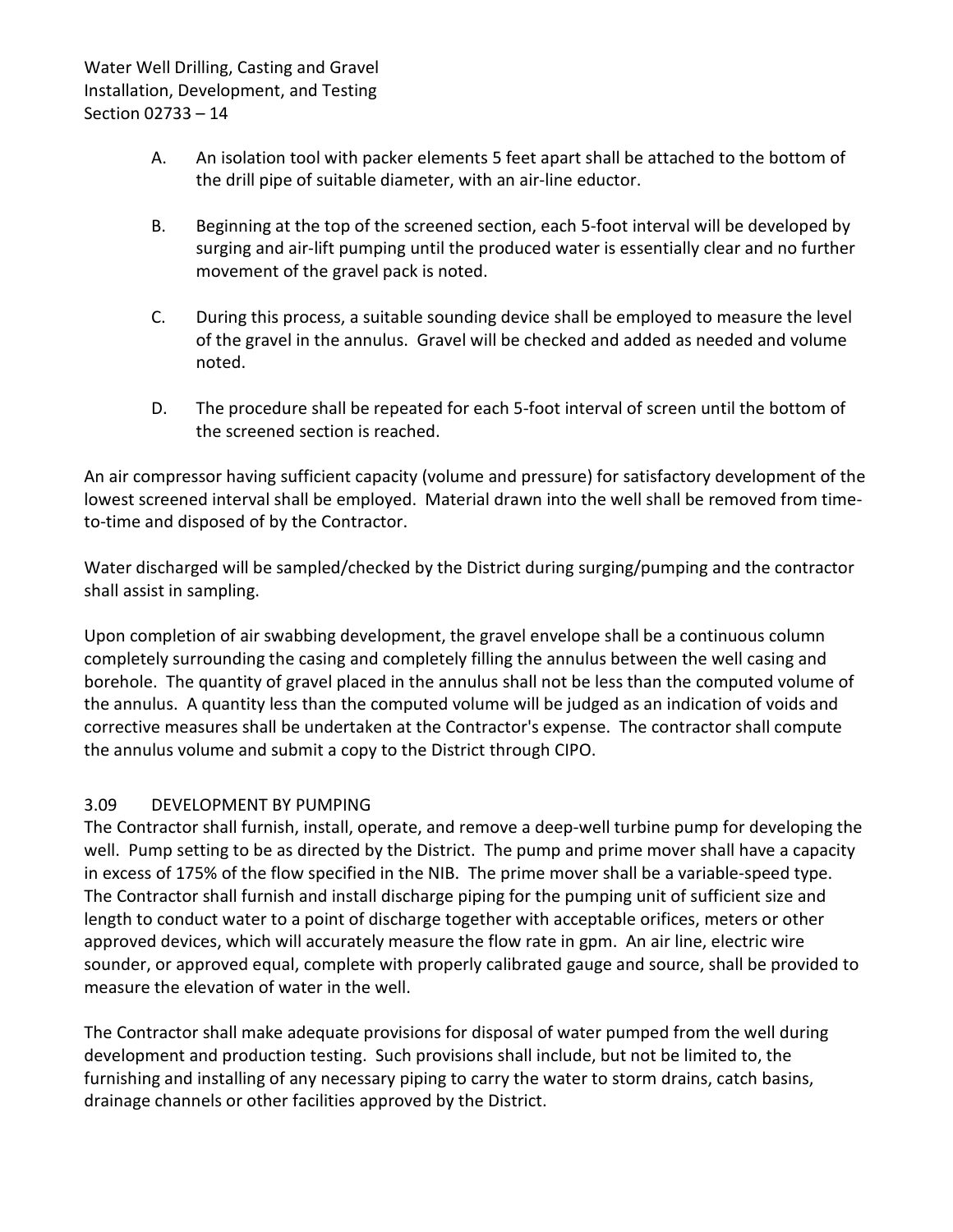A. An isolation tool with packer elements 5 feet apart shall be attached to the bottom of the drill pipe of suitable diameter, with an air-line eductor.

B. Beginning at the top of the screened section, each 5-foot interval will be developed by surging and air-lift pumping until the produced water is essentially clear and no further movement of the gravel pack is noted.

C. During this process, a suitable sounding device shall be employed to measure the level of the gravel in the annulus. Gravel will be checked and added as needed and volume noted.

D. The procedure shall be repeated for each 5-foot interval of screen until the bottom of the screened section is reached.

An air compressor having sufficient capacity (volume and pressure) for satisfactory development of the lowest screened interval shall be employed. Material drawn into the well shall be removed from time-to-time and disposed of by the Contractor.

Water discharged will be sampled/checked by the District during surging/pumping and the contractor shall assist in sampling.

Upon completion of air swabbing development, the gravel envelope shall be a continuous column completely surrounding the casing and completely filling the annulus between the well casing and borehole. The quantity of gravel placed in the annulus shall not be less than the computed volume of the annulus. A quantity less than the computed volume will be judged as an indication of voids and corrective measures shall be undertaken at the Contractor's expense. The contractor shall compute the annulus volume and submit a copy to the District through CIPO.

## 3.09 DEVELOPMENT BY PUMPING

The Contractor shall furnish, install, operate, and remove a deep-well turbine pump for developing the well. Pump setting to be as directed by the District. The pump and prime mover shall have a capacity in excess of 175% of the flow specified in the NIB. The prime mover shall be a variable-speed type. The Contractor shall furnish and install discharge piping for the pumping unit of sufficient size and length to conduct water to a point of discharge together with acceptable orifices, meters or other approved devices, which will accurately measure the flow rate in gpm. An air line, electric wire sounder, or approved equal, complete with properly calibrated gauge and source, shall be provided to measure the elevation of water in the well.

The Contractor shall make adequate provisions for disposal of water pumped from the well during development and production testing. Such provisions shall include, but not be limited to, the furnishing and installing of any necessary piping to carry the water to storm drains, catch basins, drainage channels or other facilities approved by the District.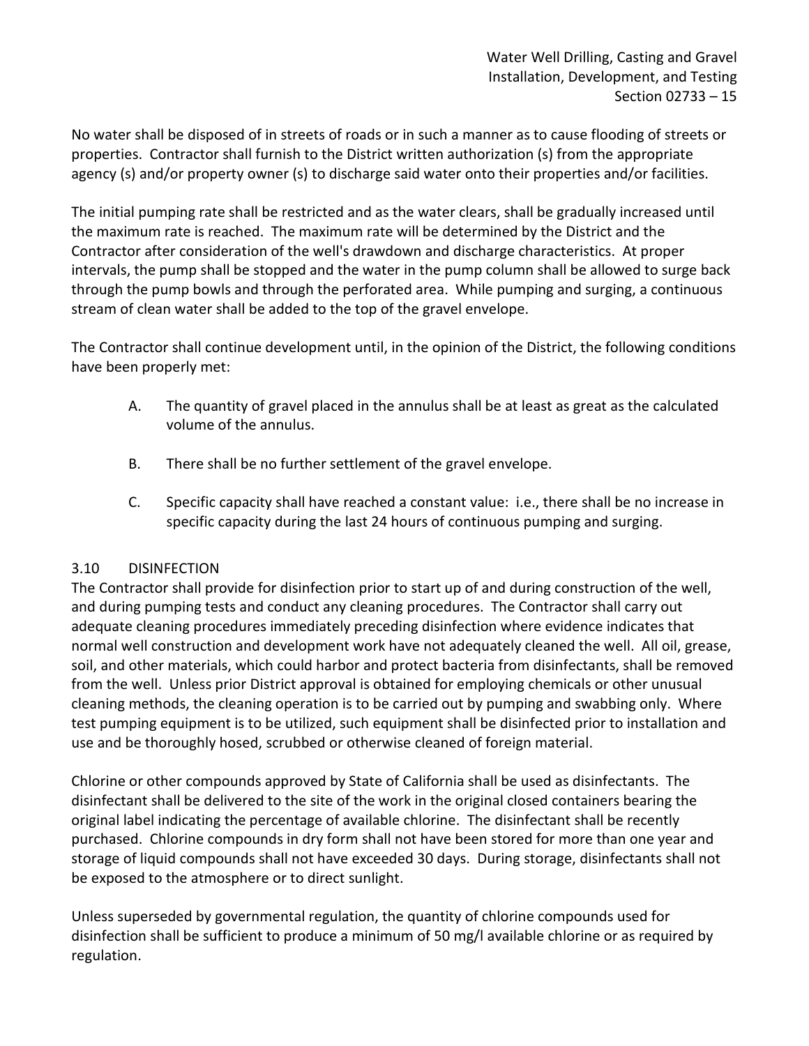No water shall be disposed of in streets of roads or in such a manner as to cause flooding of streets or properties. Contractor shall furnish to the District written authorization (s) from the appropriate agency (s) and/or property owner (s) to discharge said water onto their properties and/or facilities.

The initial pumping rate shall be restricted and as the water clears, shall be gradually increased until the maximum rate is reached. The maximum rate will be determined by the District and the Contractor after consideration of the well's drawdown and discharge characteristics. At proper intervals, the pump shall be stopped and the water in the pump column shall be allowed to surge back through the pump bowls and through the perforated area. While pumping and surging, a continuous stream of clean water shall be added to the top of the gravel envelope.

The Contractor shall continue development until, in the opinion of the District, the following conditions have been properly met:

A. The quantity of gravel placed in the annulus shall be at least as great as the calculated volume of the annulus.

B. There shall be no further settlement of the gravel envelope.

C. Specific capacity shall have reached a constant value: i.e., there shall be no increase in specific capacity during the last 24 hours of continuous pumping and surging.

### 3.10 DISINFECTION

The Contractor shall provide for disinfection prior to start up of and during construction of the well, and during pumping tests and conduct any cleaning procedures. The Contractor shall carry out adequate cleaning procedures immediately preceding disinfection where evidence indicates that normal well construction and development work have not adequately cleaned the well. All oil, grease, soil, and other materials, which could harbor and protect bacteria from disinfectants, shall be removed from the well. Unless prior District approval is obtained for employing chemicals or other unusual cleaning methods, the cleaning operation is to be carried out by pumping and swabbing only. Where test pumping equipment is to be utilized, such equipment shall be disinfected prior to installation and use and be thoroughly hosed, scrubbed or otherwise cleaned of foreign material.

Chlorine or other compounds approved by State of California shall be used as disinfectants. The disinfectant shall be delivered to the site of the work in the original closed containers bearing the original label indicating the percentage of available chlorine. The disinfectant shall be recently purchased. Chlorine compounds in dry form shall not have been stored for more than one year and storage of liquid compounds shall not have exceeded 30 days. During storage, disinfectants shall not be exposed to the atmosphere or to direct sunlight.

Unless superseded by governmental regulation, the quantity of chlorine compounds used for disinfection shall be sufficient to produce a minimum of 50 mg/l available chlorine or as required by regulation.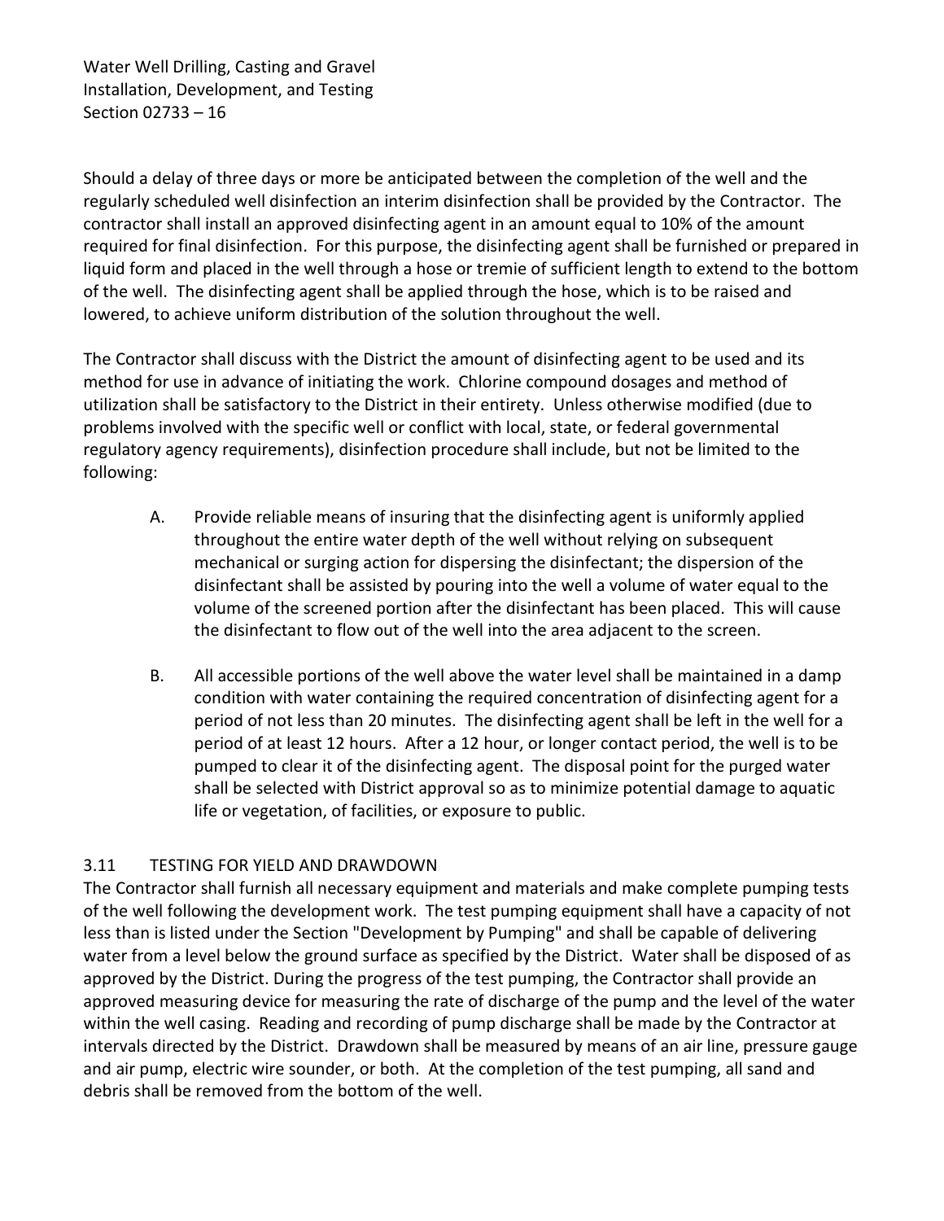Should a delay of three days or more be anticipated between the completion of the well and the regularly scheduled well disinfection an interim disinfection shall be provided by the Contractor. The contractor shall install an approved disinfecting agent in an amount equal to 10% of the amount required for final disinfection. For this purpose, the disinfecting agent shall be furnished or prepared in liquid form and placed in the well through a hose or tremie of sufficient length to extend to the bottom of the well. The disinfecting agent shall be applied through the hose, which is to be raised and lowered, to achieve uniform distribution of the solution throughout the well.

The Contractor shall discuss with the District the amount of disinfecting agent to be used and its method for use in advance of initiating the work. Chlorine compound dosages and method of utilization shall be satisfactory to the District in their entirety. Unless otherwise modified (due to problems involved with the specific well or conflict with local, state, or federal governmental regulatory agency requirements), disinfection procedure shall include, but not be limited to the following:

A. Provide reliable means of insuring that the disinfecting agent is uniformly applied throughout the entire water depth of the well without relying on subsequent mechanical or surging action for dispersing the disinfectant; the dispersion of the disinfectant shall be assisted by pouring into the well a volume of water equal to the volume of the screened portion after the disinfectant has been placed. This will cause the disinfectant to flow out of the well into the area adjacent to the screen.

B. All accessible portions of the well above the water level shall be maintained in a damp condition with water containing the required concentration of disinfecting agent for a period of not less than 20 minutes. The disinfecting agent shall be left in the well for a period of at least 12 hours. After a 12 hour, or longer contact period, the well is to be pumped to clear it of the disinfecting agent. The disposal point for the purged water shall be selected with District approval so as to minimize potential damage to aquatic life or vegetation, of facilities, or exposure to public.

## 3.11 TESTING FOR YIELD AND DRAWDOWN

The Contractor shall furnish all necessary equipment and materials and make complete pumping tests of the well following the development work. The test pumping equipment shall have a capacity of not less than is listed under the Section "Development by Pumping" and shall be capable of delivering water from a level below the ground surface as specified by the District. Water shall be disposed of as approved by the District. During the progress of the test pumping, the Contractor shall provide an approved measuring device for measuring the rate of discharge of the pump and the level of the water within the well casing. Reading and recording of pump discharge shall be made by the Contractor at intervals directed by the District. Drawdown shall be measured by means of an air line, pressure gauge and air pump, electric wire sounder, or both. At the completion of the test pumping, all sand and debris shall be removed from the bottom of the well.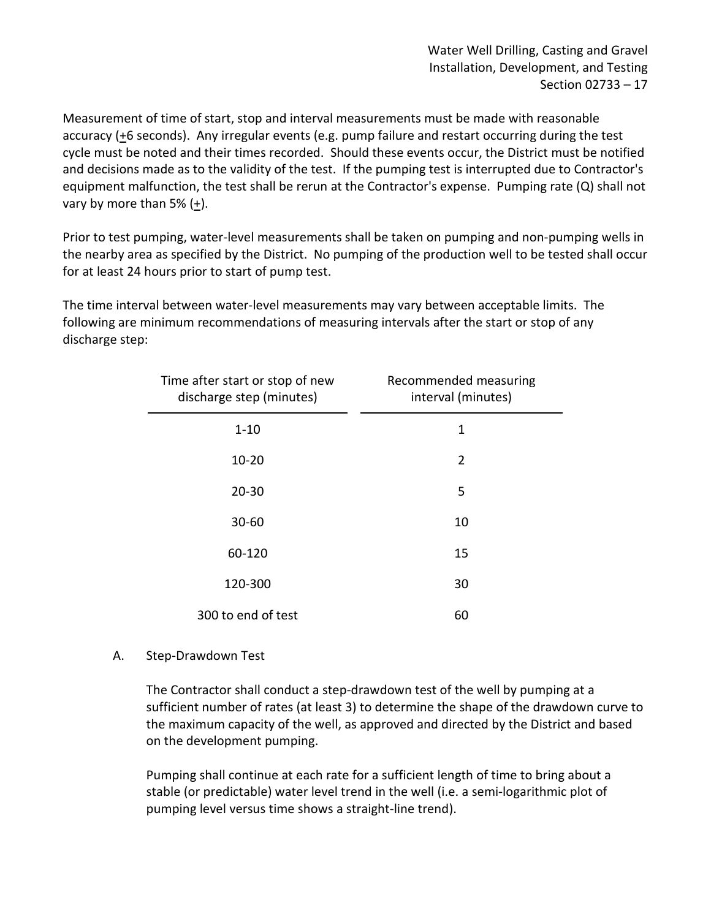Measurement of time of start, stop and interval measurements must be made with reasonable accuracy (±6 seconds). Any irregular events (e.g. pump failure and restart occurring during the test cycle must be noted and their times recorded. Should these events occur, the District must be notified and decisions made as to the validity of the test. If the pumping test is interrupted due to Contractor's equipment malfunction, the test shall be rerun at the Contractor's expense. Pumping rate (Q) shall not vary by more than 5% (±).

Prior to test pumping, water-level measurements shall be taken on pumping and non-pumping wells in the nearby area as specified by the District. No pumping of the production well to be tested shall occur for at least 24 hours prior to start of pump test.

The time interval between water-level measurements may vary between acceptable limits. The following are minimum recommendations of measuring intervals after the start or stop of any discharge step:

| Time after start or stop of new discharge step (minutes) | Recommended measuring interval (minutes) |
|---|---|
| 1-10 | 1 |
| 10-20 | 2 |
| 20-30 | 5 |
| 30-60 | 10 |
| 60-120 | 15 |
| 120-300 | 30 |
| 300 to end of test | 60 |

A. Step-Drawdown Test

The Contractor shall conduct a step-drawdown test of the well by pumping at a sufficient number of rates (at least 3) to determine the shape of the drawdown curve to the maximum capacity of the well, as approved and directed by the District and based on the development pumping.

Pumping shall continue at each rate for a sufficient length of time to bring about a stable (or predictable) water level trend in the well (i.e. a semi-logarithmic plot of pumping level versus time shows a straight-line trend).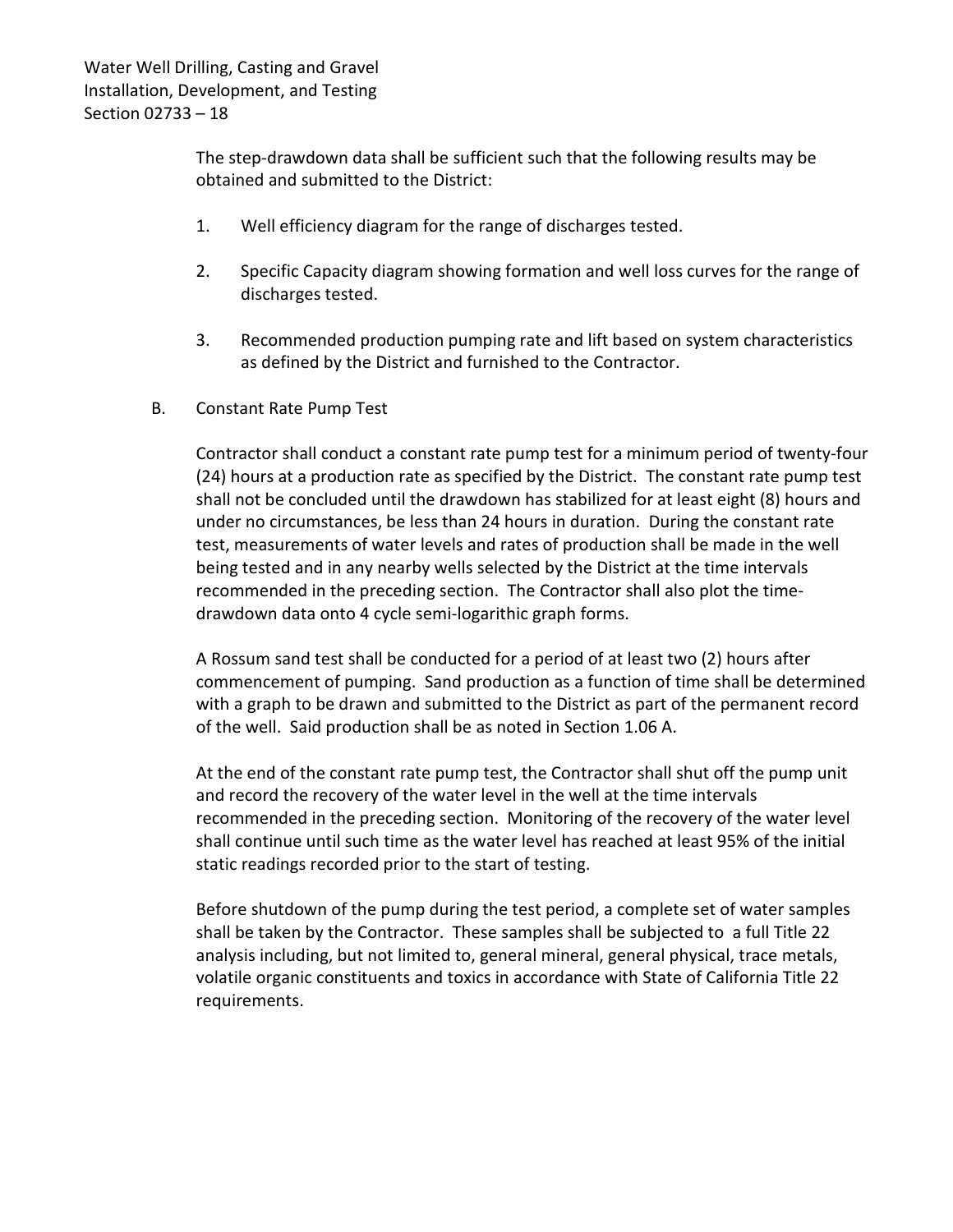The step-drawdown data shall be sufficient such that the following results may be obtained and submitted to the District:

1. Well efficiency diagram for the range of discharges tested.

2. Specific Capacity diagram showing formation and well loss curves for the range of discharges tested.

3. Recommended production pumping rate and lift based on system characteristics as defined by the District and furnished to the Contractor.

B. Constant Rate Pump Test

Contractor shall conduct a constant rate pump test for a minimum period of twenty-four (24) hours at a production rate as specified by the District. The constant rate pump test shall not be concluded until the drawdown has stabilized for at least eight (8) hours and under no circumstances, be less than 24 hours in duration. During the constant rate test, measurements of water levels and rates of production shall be made in the well being tested and in any nearby wells selected by the District at the time intervals recommended in the preceding section. The Contractor shall also plot the time-drawdown data onto 4 cycle semi-logarithic graph forms.

A Rossum sand test shall be conducted for a period of at least two (2) hours after commencement of pumping. Sand production as a function of time shall be determined with a graph to be drawn and submitted to the District as part of the permanent record of the well. Said production shall be as noted in Section 1.06 A.

At the end of the constant rate pump test, the Contractor shall shut off the pump unit and record the recovery of the water level in the well at the time intervals recommended in the preceding section. Monitoring of the recovery of the water level shall continue until such time as the water level has reached at least 95% of the initial static readings recorded prior to the start of testing.

Before shutdown of the pump during the test period, a complete set of water samples shall be taken by the Contractor. These samples shall be subjected to a full Title 22 analysis including, but not limited to, general mineral, general physical, trace metals, volatile organic constituents and toxics in accordance with State of California Title 22 requirements.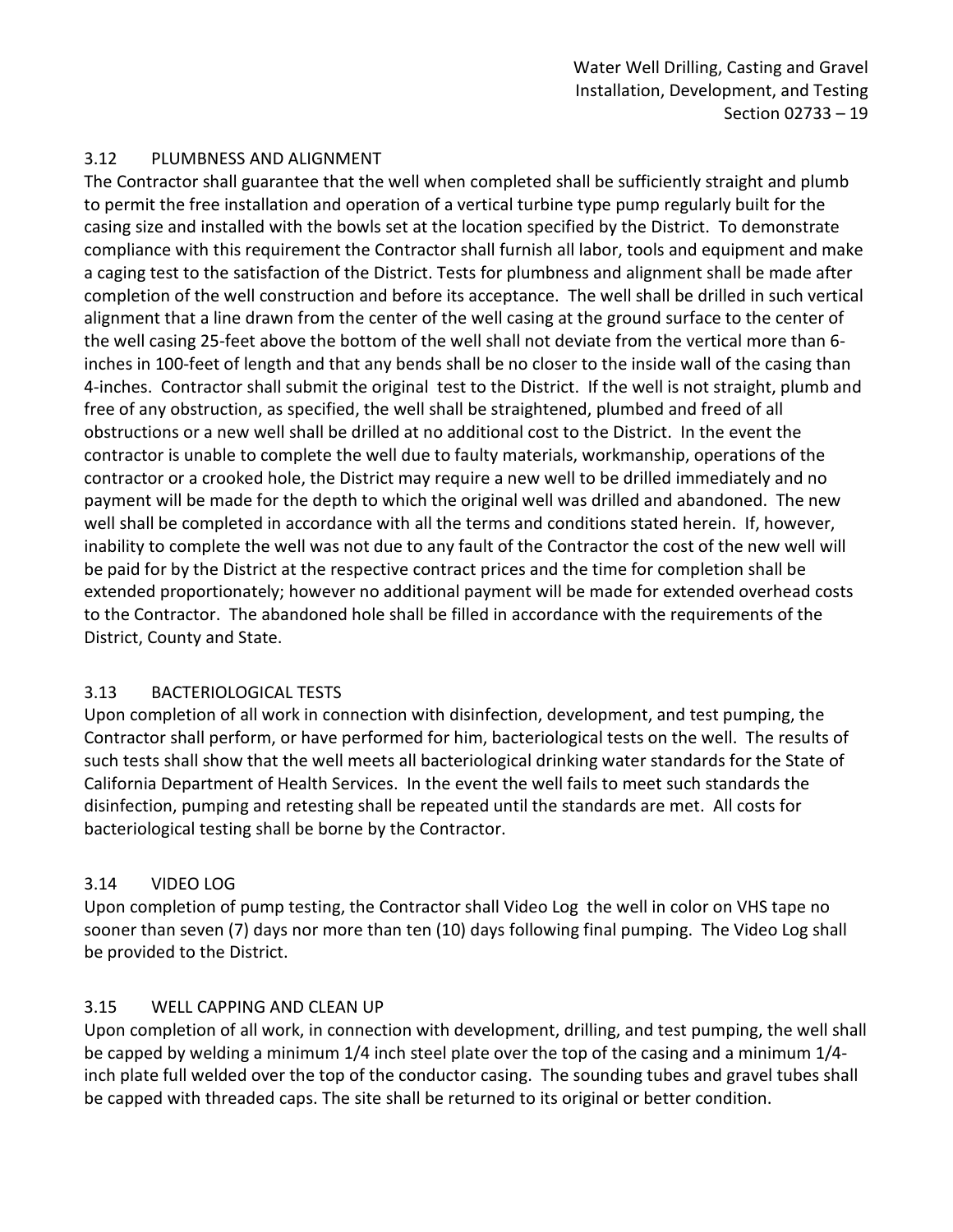### 3.12 PLUMBNESS AND ALIGNMENT

The Contractor shall guarantee that the well when completed shall be sufficiently straight and plumb to permit the free installation and operation of a vertical turbine type pump regularly built for the casing size and installed with the bowls set at the location specified by the District. To demonstrate compliance with this requirement the Contractor shall furnish all labor, tools and equipment and make a caging test to the satisfaction of the District. Tests for plumbness and alignment shall be made after completion of the well construction and before its acceptance. The well shall be drilled in such vertical alignment that a line drawn from the center of the well casing at the ground surface to the center of the well casing 25-feet above the bottom of the well shall not deviate from the vertical more than 6-inches in 100-feet of length and that any bends shall be no closer to the inside wall of the casing than 4-inches. Contractor shall submit the original test to the District. If the well is not straight, plumb and free of any obstruction, as specified, the well shall be straightened, plumbed and freed of all obstructions or a new well shall be drilled at no additional cost to the District. In the event the contractor is unable to complete the well due to faulty materials, workmanship, operations of the contractor or a crooked hole, the District may require a new well to be drilled immediately and no payment will be made for the depth to which the original well was drilled and abandoned. The new well shall be completed in accordance with all the terms and conditions stated herein. If, however, inability to complete the well was not due to any fault of the Contractor the cost of the new well will be paid for by the District at the respective contract prices and the time for completion shall be extended proportionately; however no additional payment will be made for extended overhead costs to the Contractor. The abandoned hole shall be filled in accordance with the requirements of the District, County and State.

### 3.13 BACTERIOLOGICAL TESTS

Upon completion of all work in connection with disinfection, development, and test pumping, the Contractor shall perform, or have performed for him, bacteriological tests on the well. The results of such tests shall show that the well meets all bacteriological drinking water standards for the State of California Department of Health Services. In the event the well fails to meet such standards the disinfection, pumping and retesting shall be repeated until the standards are met. All costs for bacteriological testing shall be borne by the Contractor.

### 3.14 VIDEO LOG

Upon completion of pump testing, the Contractor shall Video Log the well in color on VHS tape no sooner than seven (7) days nor more than ten (10) days following final pumping. The Video Log shall be provided to the District.

### 3.15 WELL CAPPING AND CLEAN UP

Upon completion of all work, in connection with development, drilling, and test pumping, the well shall be capped by welding a minimum 1/4 inch steel plate over the top of the casing and a minimum 1/4-inch plate full welded over the top of the conductor casing. The sounding tubes and gravel tubes shall be capped with threaded caps. The site shall be returned to its original or better condition.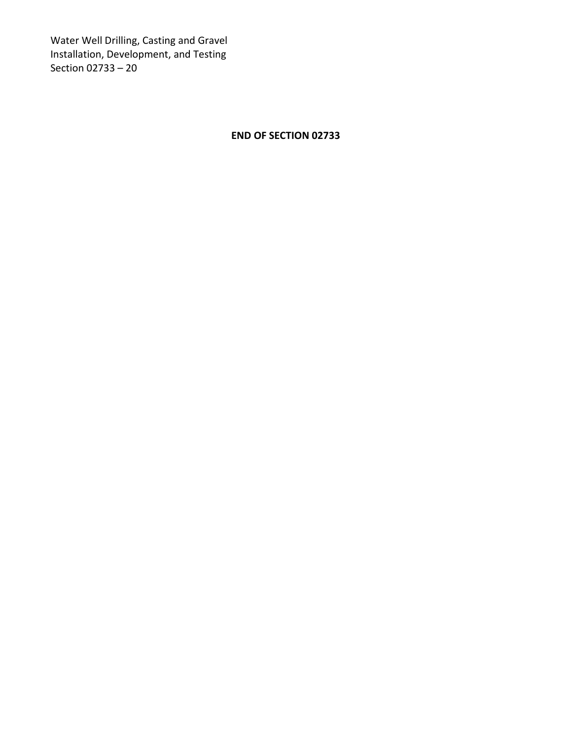**END OF SECTION 02733**